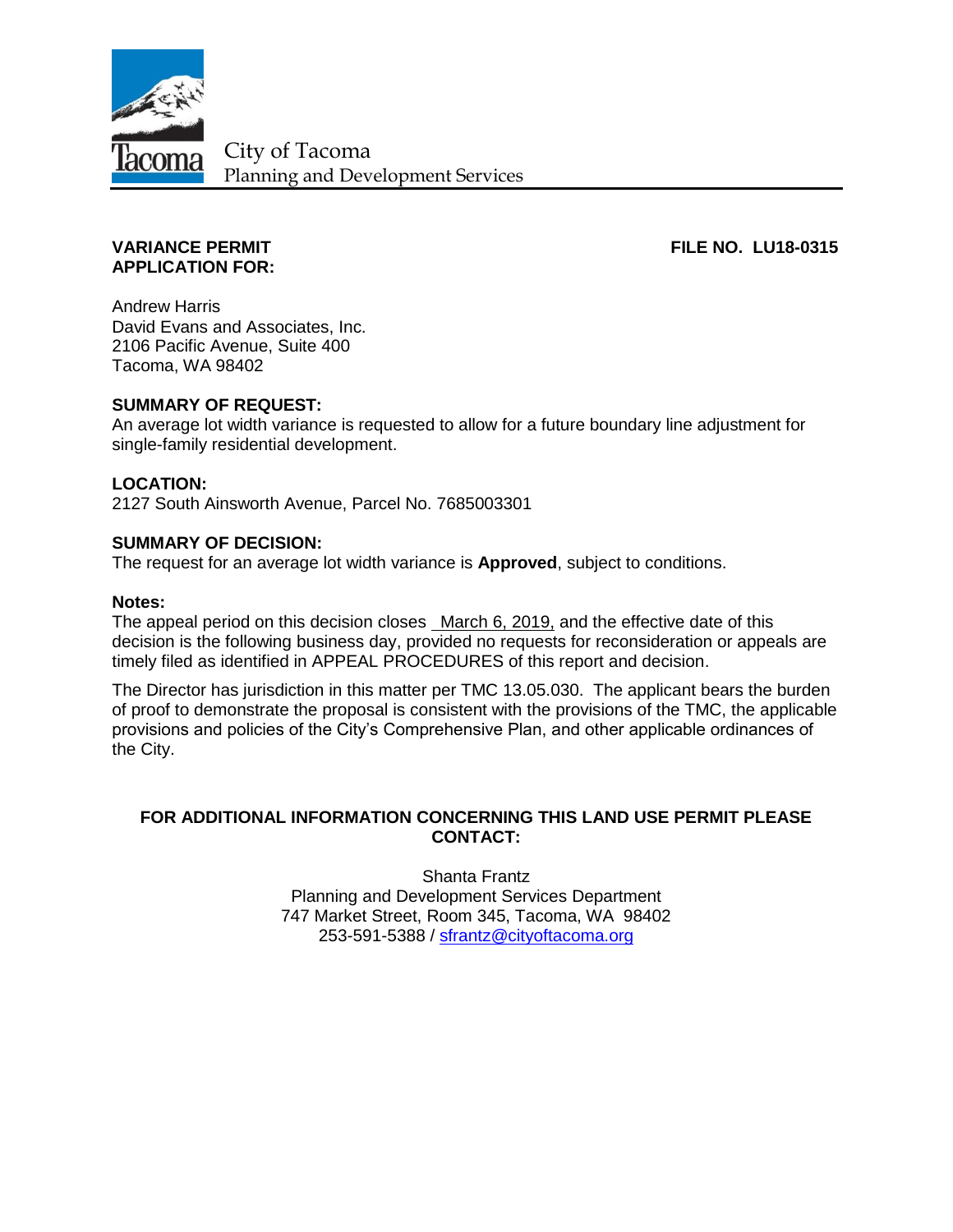City of Tacoma
Planning and Development Services

**VARIANCE PERMIT APPLICATION FOR:**

**FILE NO. LU18-0315**

Andrew Harris
David Evans and Associates, Inc.
2106 Pacific Avenue, Suite 400
Tacoma, WA 98402

**SUMMARY OF REQUEST:**
An average lot width variance is requested to allow for a future boundary line adjustment for single-family residential development.

**LOCATION:**
2127 South Ainsworth Avenue, Parcel No. 7685003301

**SUMMARY OF DECISION:**
The request for an average lot width variance is **Approved**, subject to conditions.

**Notes:**
The appeal period on this decision closes March 6, 2019, and the effective date of this decision is the following business day, provided no requests for reconsideration or appeals are timely filed as identified in APPEAL PROCEDURES of this report and decision.

The Director has jurisdiction in this matter per TMC 13.05.030. The applicant bears the burden of proof to demonstrate the proposal is consistent with the provisions of the TMC, the applicable provisions and policies of the City's Comprehensive Plan, and other applicable ordinances of the City.

**FOR ADDITIONAL INFORMATION CONCERNING THIS LAND USE PERMIT PLEASE CONTACT:**

Shanta Frantz
Planning and Development Services Department
747 Market Street, Room 345, Tacoma, WA 98402
253-591-5388 / sfrantz@cityoftacoma.org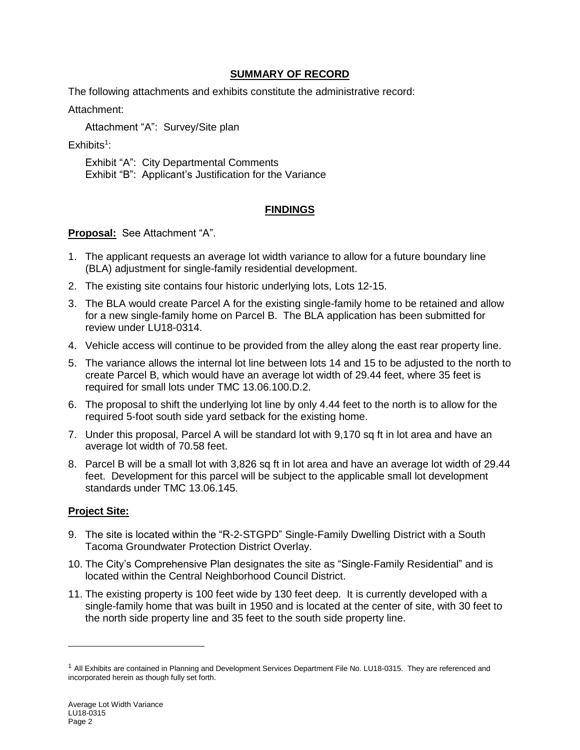## SUMMARY OF RECORD

The following attachments and exhibits constitute the administrative record:

Attachment:

Attachment "A": Survey/Site plan

Exhibits[1]:

Exhibit "A": City Departmental Comments
Exhibit "B": Applicant's Justification for the Variance

## FINDINGS

**Proposal:** See Attachment "A".

1. The applicant requests an average lot width variance to allow for a future boundary line (BLA) adjustment for single-family residential development.
2. The existing site contains four historic underlying lots, Lots 12-15.
3. The BLA would create Parcel A for the existing single-family home to be retained and allow for a new single-family home on Parcel B. The BLA application has been submitted for review under LU18-0314.
4. Vehicle access will continue to be provided from the alley along the east rear property line.
5. The variance allows the internal lot line between lots 14 and 15 to be adjusted to the north to create Parcel B, which would have an average lot width of 29.44 feet, where 35 feet is required for small lots under TMC 13.06.100.D.2.
6. The proposal to shift the underlying lot line by only 4.44 feet to the north is to allow for the required 5-foot south side yard setback for the existing home.
7. Under this proposal, Parcel A will be standard lot with 9,170 sq ft in lot area and have an average lot width of 70.58 feet.
8. Parcel B will be a small lot with 3,826 sq ft in lot area and have an average lot width of 29.44 feet. Development for this parcel will be subject to the applicable small lot development standards under TMC 13.06.145.

**Project Site:**

9. The site is located within the "R-2-STGPD" Single-Family Dwelling District with a South Tacoma Groundwater Protection District Overlay.
10. The City's Comprehensive Plan designates the site as "Single-Family Residential" and is located within the Central Neighborhood Council District.
11. The existing property is 100 feet wide by 130 feet deep. It is currently developed with a single-family home that was built in 1950 and is located at the center of site, with 30 feet to the north side property line and 35 feet to the south side property line.

---

[1] All Exhibits are contained in Planning and Development Services Department File No. LU18-0315. They are referenced and incorporated herein as though fully set forth.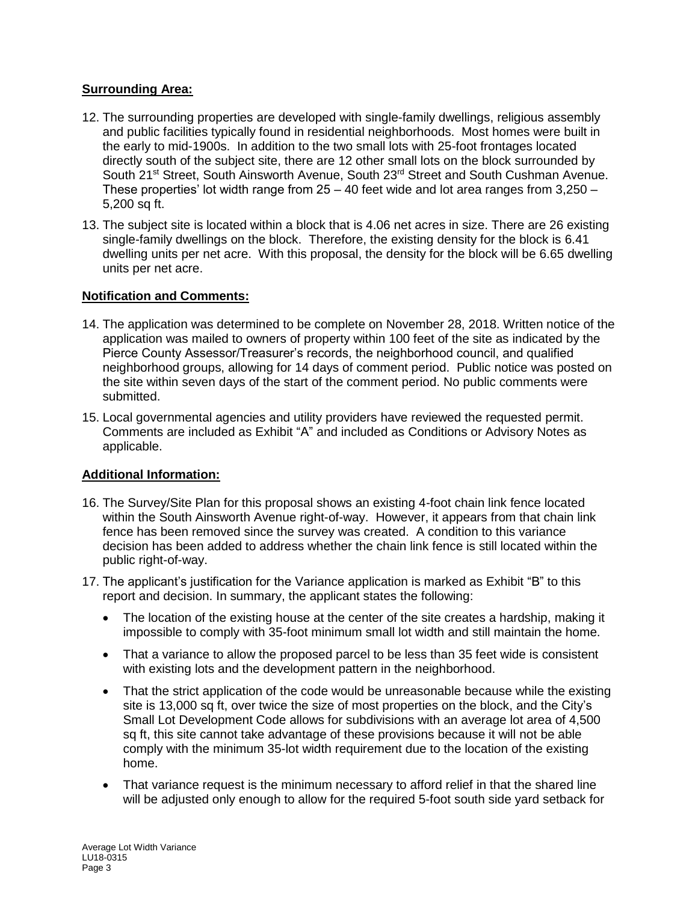**Surrounding Area:**

12. The surrounding properties are developed with single-family dwellings, religious assembly and public facilities typically found in residential neighborhoods. Most homes were built in the early to mid-1900s. In addition to the two small lots with 25-foot frontages located directly south of the subject site, there are 12 other small lots on the block surrounded by South 21st Street, South Ainsworth Avenue, South 23rd Street and South Cushman Avenue. These properties' lot width range from 25 – 40 feet wide and lot area ranges from 3,250 – 5,200 sq ft.
13. The subject site is located within a block that is 4.06 net acres in size. There are 26 existing single-family dwellings on the block. Therefore, the existing density for the block is 6.41 dwelling units per net acre. With this proposal, the density for the block will be 6.65 dwelling units per net acre.

**Notification and Comments:**

14. The application was determined to be complete on November 28, 2018. Written notice of the application was mailed to owners of property within 100 feet of the site as indicated by the Pierce County Assessor/Treasurer's records, the neighborhood council, and qualified neighborhood groups, allowing for 14 days of comment period. Public notice was posted on the site within seven days of the start of the comment period. No public comments were submitted.
15. Local governmental agencies and utility providers have reviewed the requested permit. Comments are included as Exhibit "A" and included as Conditions or Advisory Notes as applicable.

**Additional Information:**

16. The Survey/Site Plan for this proposal shows an existing 4-foot chain link fence located within the South Ainsworth Avenue right-of-way. However, it appears from that chain link fence has been removed since the survey was created. A condition to this variance decision has been added to address whether the chain link fence is still located within the public right-of-way.
17. The applicant's justification for the Variance application is marked as Exhibit "B" to this report and decision. In summary, the applicant states the following:
    - The location of the existing house at the center of the site creates a hardship, making it impossible to comply with 35-foot minimum small lot width and still maintain the home.
    - That a variance to allow the proposed parcel to be less than 35 feet wide is consistent with existing lots and the development pattern in the neighborhood.
    - That the strict application of the code would be unreasonable because while the existing site is 13,000 sq ft, over twice the size of most properties on the block, and the City's Small Lot Development Code allows for subdivisions with an average lot area of 4,500 sq ft, this site cannot take advantage of these provisions because it will not be able comply with the minimum 35-lot width requirement due to the location of the existing home.
    - That variance request is the minimum necessary to afford relief in that the shared line will be adjusted only enough to allow for the required 5-foot south side yard setback for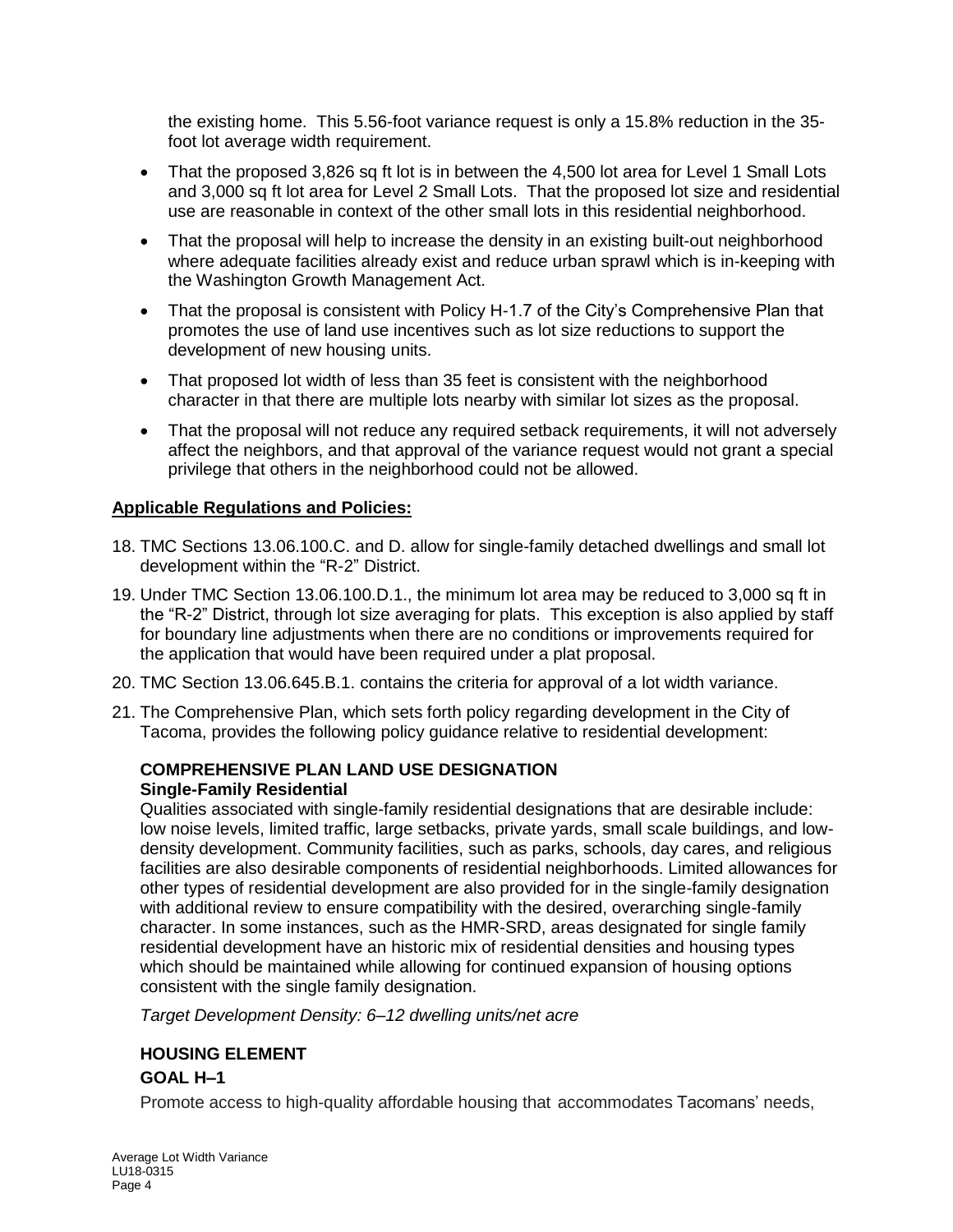the existing home. This 5.56-foot variance request is only a 15.8% reduction in the 35-foot lot average width requirement.

- That the proposed 3,826 sq ft lot is in between the 4,500 lot area for Level 1 Small Lots and 3,000 sq ft lot area for Level 2 Small Lots. That the proposed lot size and residential use are reasonable in context of the other small lots in this residential neighborhood.
- That the proposal will help to increase the density in an existing built-out neighborhood where adequate facilities already exist and reduce urban sprawl which is in-keeping with the Washington Growth Management Act.
- That the proposal is consistent with Policy H-1.7 of the City's Comprehensive Plan that promotes the use of land use incentives such as lot size reductions to support the development of new housing units.
- That proposed lot width of less than 35 feet is consistent with the neighborhood character in that there are multiple lots nearby with similar lot sizes as the proposal.
- That the proposal will not reduce any required setback requirements, it will not adversely affect the neighbors, and that approval of the variance request would not grant a special privilege that others in the neighborhood could not be allowed.

**Applicable Regulations and Policies:**

18. TMC Sections 13.06.100.C. and D. allow for single-family detached dwellings and small lot development within the "R-2" District.
19. Under TMC Section 13.06.100.D.1., the minimum lot area may be reduced to 3,000 sq ft in the "R-2" District, through lot size averaging for plats. This exception is also applied by staff for boundary line adjustments when there are no conditions or improvements required for the application that would have been required under a plat proposal.
20. TMC Section 13.06.645.B.1. contains the criteria for approval of a lot width variance.
21. The Comprehensive Plan, which sets forth policy regarding development in the City of Tacoma, provides the following policy guidance relative to residential development:

**COMPREHENSIVE PLAN LAND USE DESIGNATION**
**Single-Family Residential**

Qualities associated with single-family residential designations that are desirable include: low noise levels, limited traffic, large setbacks, private yards, small scale buildings, and low-density development. Community facilities, such as parks, schools, day cares, and religious facilities are also desirable components of residential neighborhoods. Limited allowances for other types of residential development are also provided for in the single-family designation with additional review to ensure compatibility with the desired, overarching single-family character. In some instances, such as the HMR-SRD, areas designated for single family residential development have an historic mix of residential densities and housing types which should be maintained while allowing for continued expansion of housing options consistent with the single family designation.

*Target Development Density: 6–12 dwelling units/net acre*

**HOUSING ELEMENT**

**GOAL H–1**

Promote access to high-quality affordable housing that accommodates Tacomans' needs,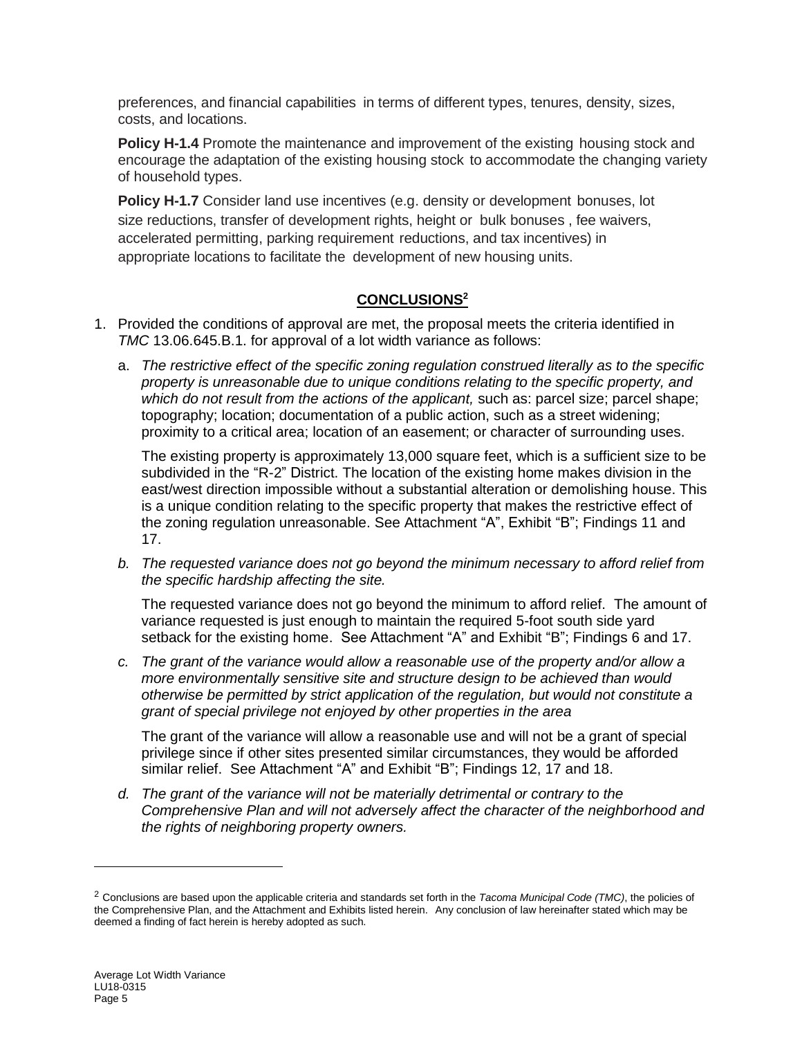preferences, and financial capabilities in terms of different types, tenures, density, sizes, costs, and locations.

**Policy H-1.4** Promote the maintenance and improvement of the existing housing stock and encourage the adaptation of the existing housing stock to accommodate the changing variety of household types.

**Policy H-1.7** Consider land use incentives (e.g. density or development bonuses, lot size reductions, transfer of development rights, height or bulk bonuses , fee waivers, accelerated permitting, parking requirement reductions, and tax incentives) in appropriate locations to facilitate the development of new housing units.

## CONCLUSIONS[2]

1. Provided the conditions of approval are met, the proposal meets the criteria identified in *TMC* 13.06.645.B.1. for approval of a lot width variance as follows:

   a. *The restrictive effect of the specific zoning regulation construed literally as to the specific property is unreasonable due to unique conditions relating to the specific property, and which do not result from the actions of the applicant,* such as: parcel size; parcel shape; topography; location; documentation of a public action, such as a street widening; proximity to a critical area; location of an easement; or character of surrounding uses.

   The existing property is approximately 13,000 square feet, which is a sufficient size to be subdivided in the "R-2" District. The location of the existing home makes division in the east/west direction impossible without a substantial alteration or demolishing house. This is a unique condition relating to the specific property that makes the restrictive effect of the zoning regulation unreasonable. See Attachment "A", Exhibit "B"; Findings 11 and 17.

   b. *The requested variance does not go beyond the minimum necessary to afford relief from the specific hardship affecting the site.*

   The requested variance does not go beyond the minimum to afford relief. The amount of variance requested is just enough to maintain the required 5-foot south side yard setback for the existing home. See Attachment "A" and Exhibit "B"; Findings 6 and 17.

   c. *The grant of the variance would allow a reasonable use of the property and/or allow a more environmentally sensitive site and structure design to be achieved than would otherwise be permitted by strict application of the regulation, but would not constitute a grant of special privilege not enjoyed by other properties in the area*

   The grant of the variance will allow a reasonable use and will not be a grant of special privilege since if other sites presented similar circumstances, they would be afforded similar relief. See Attachment "A" and Exhibit "B"; Findings 12, 17 and 18.

   d. *The grant of the variance will not be materially detrimental or contrary to the Comprehensive Plan and will not adversely affect the character of the neighborhood and the rights of neighboring property owners.*

---

[2] Conclusions are based upon the applicable criteria and standards set forth in the *Tacoma Municipal Code (TMC)*, the policies of the Comprehensive Plan, and the Attachment and Exhibits listed herein. Any conclusion of law hereinafter stated which may be deemed a finding of fact herein is hereby adopted as such.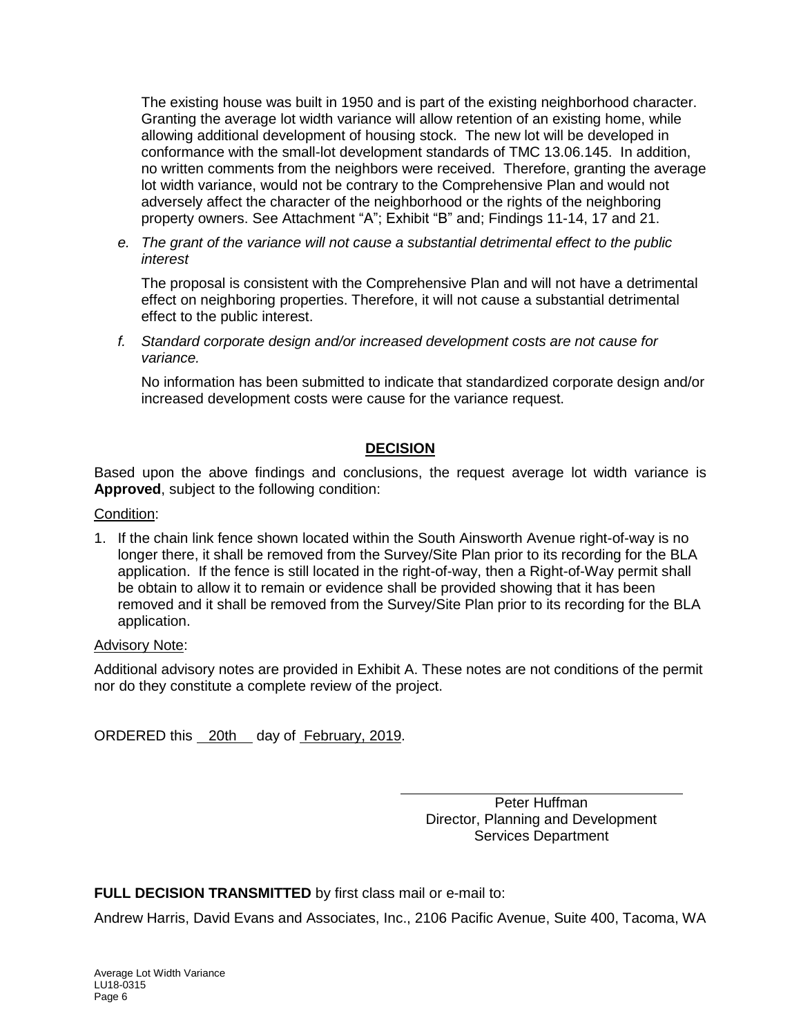The existing house was built in 1950 and is part of the existing neighborhood character. Granting the average lot width variance will allow retention of an existing home, while allowing additional development of housing stock. The new lot will be developed in conformance with the small-lot development standards of TMC 13.06.145. In addition, no written comments from the neighbors were received. Therefore, granting the average lot width variance, would not be contrary to the Comprehensive Plan and would not adversely affect the character of the neighborhood or the rights of the neighboring property owners. See Attachment "A"; Exhibit "B" and; Findings 11-14, 17 and 21.

*e. The grant of the variance will not cause a substantial detrimental effect to the public interest*

The proposal is consistent with the Comprehensive Plan and will not have a detrimental effect on neighboring properties. Therefore, it will not cause a substantial detrimental effect to the public interest.

*f. Standard corporate design and/or increased development costs are not cause for variance.*

No information has been submitted to indicate that standardized corporate design and/or increased development costs were cause for the variance request.

## DECISION

Based upon the above findings and conclusions, the request average lot width variance is **Approved**, subject to the following condition:

Condition:

1. If the chain link fence shown located within the South Ainsworth Avenue right-of-way is no longer there, it shall be removed from the Survey/Site Plan prior to its recording for the BLA application. If the fence is still located in the right-of-way, then a Right-of-Way permit shall be obtain to allow it to remain or evidence shall be provided showing that it has been removed and it shall be removed from the Survey/Site Plan prior to its recording for the BLA application.

Advisory Note:

Additional advisory notes are provided in Exhibit A. These notes are not conditions of the permit nor do they constitute a complete review of the project.

ORDERED this 20th day of February, 2019.

Peter Huffman
Director, Planning and Development
Services Department

**FULL DECISION TRANSMITTED** by first class mail or e-mail to:

Andrew Harris, David Evans and Associates, Inc., 2106 Pacific Avenue, Suite 400, Tacoma, WA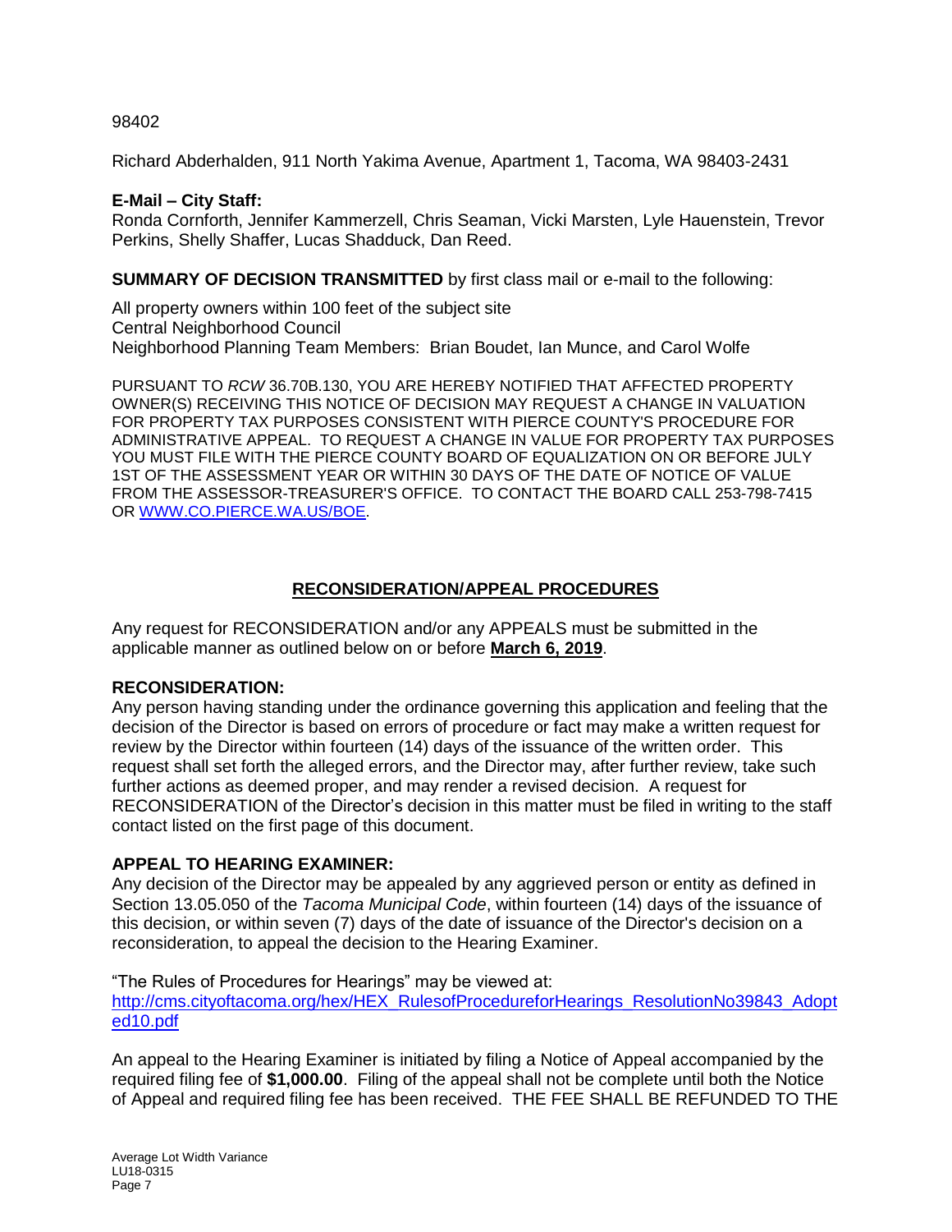98402

Richard Abderhalden, 911 North Yakima Avenue, Apartment 1, Tacoma, WA 98403-2431

**E-Mail – City Staff:**
Ronda Cornforth, Jennifer Kammerzell, Chris Seaman, Vicki Marsten, Lyle Hauenstein, Trevor Perkins, Shelly Shaffer, Lucas Shadduck, Dan Reed.

**SUMMARY OF DECISION TRANSMITTED** by first class mail or e-mail to the following:

All property owners within 100 feet of the subject site
Central Neighborhood Council
Neighborhood Planning Team Members: Brian Boudet, Ian Munce, and Carol Wolfe

PURSUANT TO *RCW* 36.70B.130, YOU ARE HEREBY NOTIFIED THAT AFFECTED PROPERTY OWNER(S) RECEIVING THIS NOTICE OF DECISION MAY REQUEST A CHANGE IN VALUATION FOR PROPERTY TAX PURPOSES CONSISTENT WITH PIERCE COUNTY'S PROCEDURE FOR ADMINISTRATIVE APPEAL. TO REQUEST A CHANGE IN VALUE FOR PROPERTY TAX PURPOSES YOU MUST FILE WITH THE PIERCE COUNTY BOARD OF EQUALIZATION ON OR BEFORE JULY 1ST OF THE ASSESSMENT YEAR OR WITHIN 30 DAYS OF THE DATE OF NOTICE OF VALUE FROM THE ASSESSOR-TREASURER'S OFFICE. TO CONTACT THE BOARD CALL 253-798-7415 OR [WWW.CO.PIERCE.WA.US/BOE](http://WWW.CO.PIERCE.WA.US/BOE).

## RECONSIDERATION/APPEAL PROCEDURES

Any request for RECONSIDERATION and/or any APPEALS must be submitted in the applicable manner as outlined below on or before **March 6, 2019**.

**RECONSIDERATION:**
Any person having standing under the ordinance governing this application and feeling that the decision of the Director is based on errors of procedure or fact may make a written request for review by the Director within fourteen (14) days of the issuance of the written order. This request shall set forth the alleged errors, and the Director may, after further review, take such further actions as deemed proper, and may render a revised decision. A request for RECONSIDERATION of the Director's decision in this matter must be filed in writing to the staff contact listed on the first page of this document.

**APPEAL TO HEARING EXAMINER:**
Any decision of the Director may be appealed by any aggrieved person or entity as defined in Section 13.05.050 of the *Tacoma Municipal Code*, within fourteen (14) days of the issuance of this decision, or within seven (7) days of the date of issuance of the Director's decision on a reconsideration, to appeal the decision to the Hearing Examiner.

"The Rules of Procedures for Hearings" may be viewed at:
[http://cms.cityoftacoma.org/hex/HEX_RulesofProcedureforHearings_ResolutionNo39843_Adopted10.pdf](http://cms.cityoftacoma.org/hex/HEX_RulesofProcedureforHearings_ResolutionNo39843_Adopted10.pdf)

An appeal to the Hearing Examiner is initiated by filing a Notice of Appeal accompanied by the required filing fee of **$1,000.00**. Filing of the appeal shall not be complete until both the Notice of Appeal and required filing fee has been received. THE FEE SHALL BE REFUNDED TO THE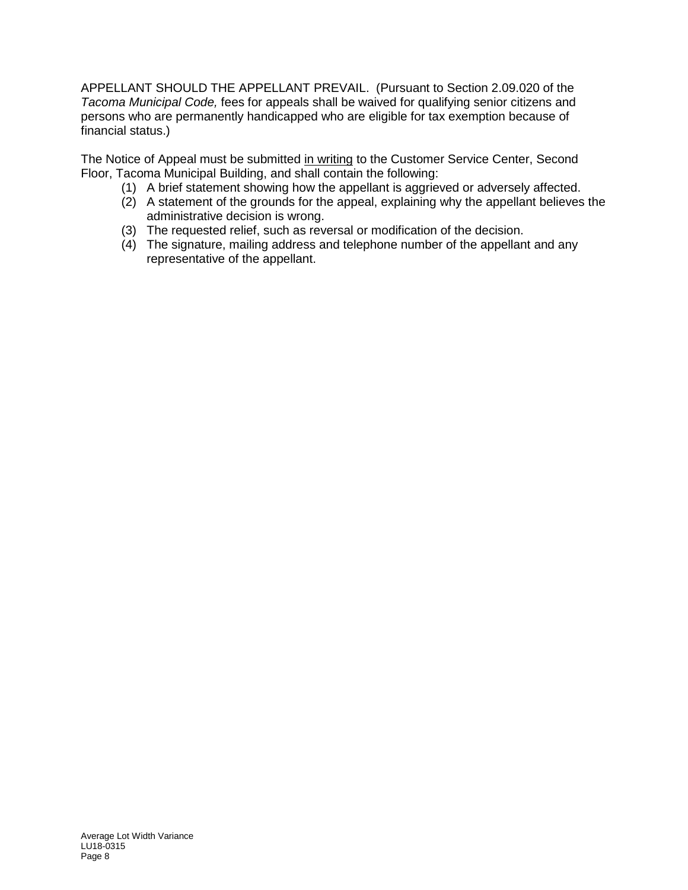APPELLANT SHOULD THE APPELLANT PREVAIL. (Pursuant to Section 2.09.020 of the *Tacoma Municipal Code,* fees for appeals shall be waived for qualifying senior citizens and persons who are permanently handicapped who are eligible for tax exemption because of financial status.)

The Notice of Appeal must be submitted <u>in writing</u> to the Customer Service Center, Second Floor, Tacoma Municipal Building, and shall contain the following:

(1) A brief statement showing how the appellant is aggrieved or adversely affected.
(2) A statement of the grounds for the appeal, explaining why the appellant believes the administrative decision is wrong.
(3) The requested relief, such as reversal or modification of the decision.
(4) The signature, mailing address and telephone number of the appellant and any representative of the appellant.